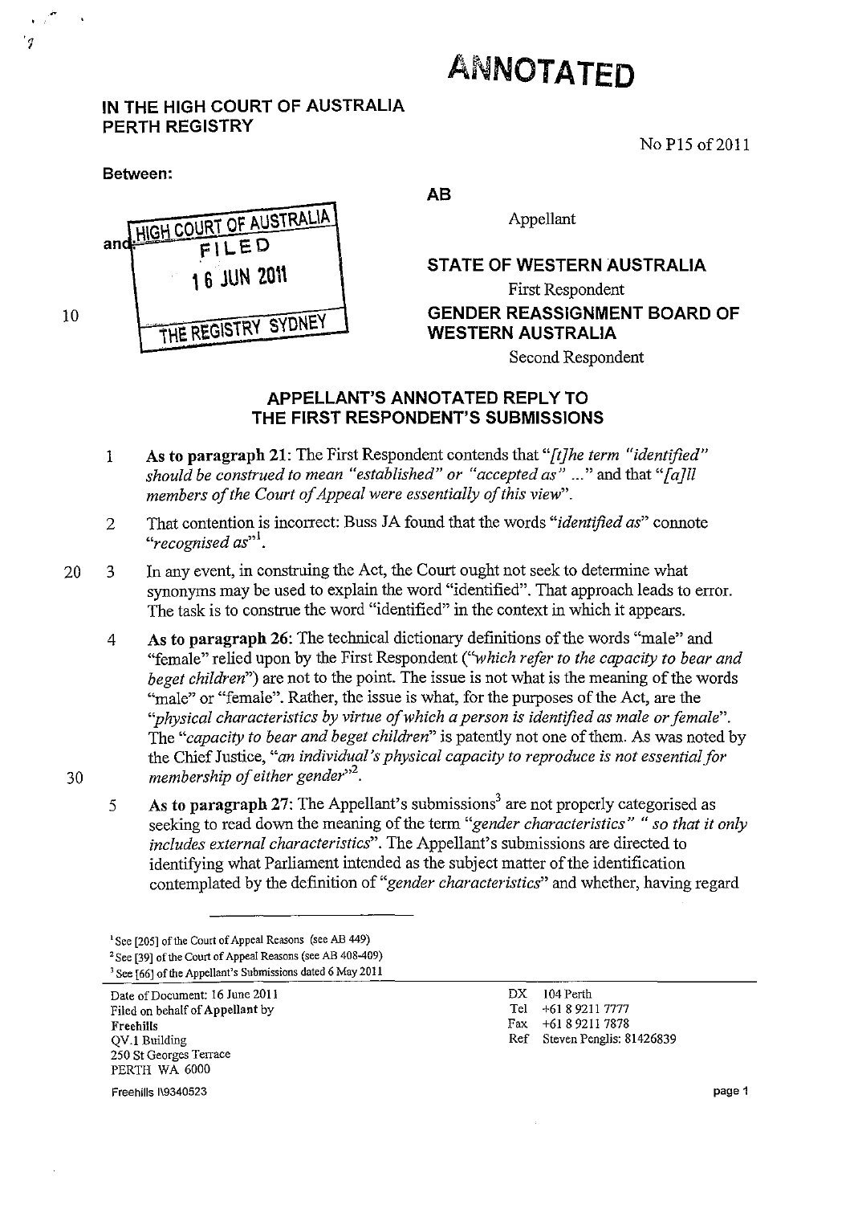# ANNOTATED

**IN THE HIGH COURT OF AUSTRALIA**
**PERTH REGISTRY**

No P15 of 2011

**Between:**

**AB**

Appellant

and

**STATE OF WESTERN AUSTRALIA**

First Respondent

**GENDER REASSIGNMENT BOARD OF WESTERN AUSTRALIA**

Second Respondent

HIGH COURT OF AUSTRALIA
FILED
16 JUN 2011
THE REGISTRY SYDNEY

## APPELLANT'S ANNOTATED REPLY TO THE FIRST RESPONDENT'S SUBMISSIONS

1. **As to paragraph 21:** The First Respondent contends that *"[t]he term "identified" should be construed to mean "established" or "accepted as" ..."* and that *"[a]ll members of the Court of Appeal were essentially of this view"*.

2. That contention is incorrect: Buss JA found that the words *"identified as"* connote *"recognised as"*[1].

3. In any event, in construing the Act, the Court ought not seek to determine what synonyms may be used to explain the word "identified". That approach leads to error. The task is to construe the word "identified" in the context in which it appears.

4. **As to paragraph 26:** The technical dictionary definitions of the words "male" and "female" relied upon by the First Respondent (*"which refer to the capacity to bear and beget children"*) are not to the point. The issue is not what is the meaning of the words "male" or "female". Rather, the issue is what, for the purposes of the Act, are the *"physical characteristics by virtue of which a person is identified as male or female"*. The *"capacity to bear and beget children"* is patently not one of them. As was noted by the Chief Justice, *"an individual's physical capacity to reproduce is not essential for membership of either gender"*[2].

5. **As to paragraph 27:** The Appellant's submissions[3] are not properly categorised as seeking to read down the meaning of the term *"gender characteristics" " so that it only includes external characteristics"*. The Appellant's submissions are directed to identifying what Parliament intended as the subject matter of the identification contemplated by the definition of *"gender characteristics"* and whether, having regard

---

[1] See [205] of the Court of Appeal Reasons (see AB 449)

[2] See [39] of the Court of Appeal Reasons (see AB 408-409)

[3] See [66] of the Appellant's Submissions dated 6 May 2011

Date of Document: 16 June 2011
Filed on behalf of Appellant by
Freehills
QV.1 Building
250 St Georges Terrace
PERTH WA 6000

DX 104 Perth
Tel +61 8 9211 7777
Fax +61 8 9211 7878
Ref Steven Penglis: 81426839

Freehills I\9340523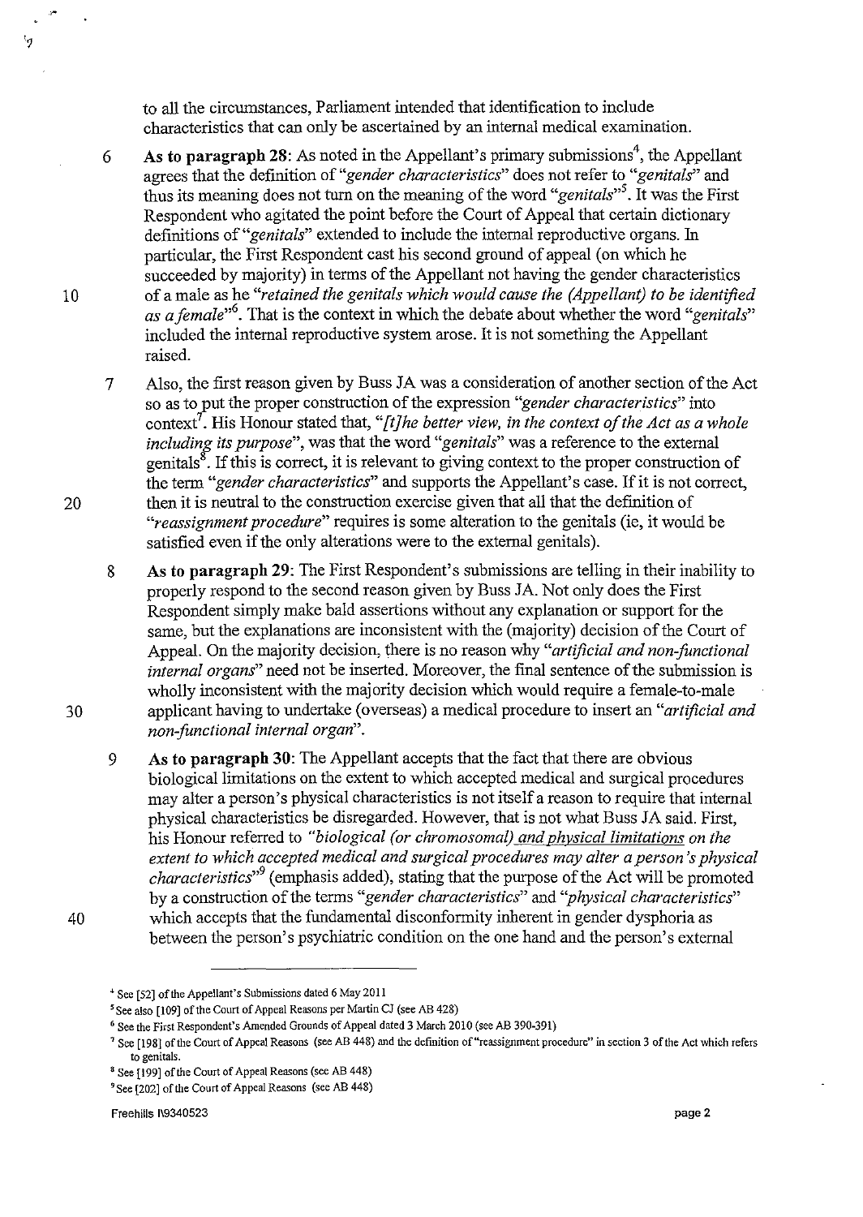to all the circumstances, Parliament intended that identification to include characteristics that can only be ascertained by an internal medical examination.

6 **As to paragraph 28**: As noted in the Appellant's primary submissions[4], the Appellant agrees that the definition of *"gender characteristics"* does not refer to *"genitals"* and thus its meaning does not turn on the meaning of the word *"genitals"*[5]. It was the First Respondent who agitated the point before the Court of Appeal that certain dictionary definitions of *"genitals"* extended to include the internal reproductive organs. In particular, the First Respondent cast his second ground of appeal (on which he succeeded by majority) in terms of the Appellant not having the gender characteristics of a male as he *"retained the genitals which would cause the (Appellant) to be identified as a female"*[6]. That is the context in which the debate about whether the word *"genitals"* included the internal reproductive system arose. It is not something the Appellant raised.

7 Also, the first reason given by Buss JA was a consideration of another section of the Act so as to put the proper construction of the expression *"gender characteristics"* into context[7]. His Honour stated that, *"[t]he better view, in the context of the Act as a whole including its purpose"*, was that the word *"genitals"* was a reference to the external genitals[8]. If this is correct, it is relevant to giving context to the proper construction of the term *"gender characteristics"* and supports the Appellant's case. If it is not correct, then it is neutral to the construction exercise given that all that the definition of *"reassignment procedure"* requires is some alteration to the genitals (ie, it would be satisfied even if the only alterations were to the external genitals).

8 **As to paragraph 29**: The First Respondent's submissions are telling in their inability to properly respond to the second reason given by Buss JA. Not only does the First Respondent simply make bald assertions without any explanation or support for the same, but the explanations are inconsistent with the (majority) decision of the Court of Appeal. On the majority decision, there is no reason why *"artificial and non-functional internal organs"* need not be inserted. Moreover, the final sentence of the submission is wholly inconsistent with the majority decision which would require a female-to-male applicant having to undertake (overseas) a medical procedure to insert an *"artificial and non-functional internal organ"*.

9 **As to paragraph 30**: The Appellant accepts that the fact that there are obvious biological limitations on the extent to which accepted medical and surgical procedures may alter a person's physical characteristics is not itself a reason to require that internal physical characteristics be disregarded. However, that is not what Buss JA said. First, his Honour referred to *"biological (or chromosomal) and physical limitations on the extent to which accepted medical and surgical procedures may alter a person's physical characteristics"*[9] (emphasis added), stating that the purpose of the Act will be promoted by a construction of the terms *"gender characteristics"* and *"physical characteristics"* which accepts that the fundamental disconformity inherent in gender dysphoria as between the person's psychiatric condition on the one hand and the person's external

---

[4] See [52] of the Appellant's Submissions dated 6 May 2011

[5] See also [109] of the Court of Appeal Reasons per Martin CJ (see AB 428)

[6] See the First Respondent's Amended Grounds of Appeal dated 3 March 2010 (see AB 390-391)

[7] See [198] of the Court of Appeal Reasons (see AB 448) and the definition of "reassignment procedure" in section 3 of the Act which refers to genitals.

[8] See [199] of the Court of Appeal Reasons (see AB 448)

[9] See [202] of the Court of Appeal Reasons (see AB 448)

Freehills I\9340523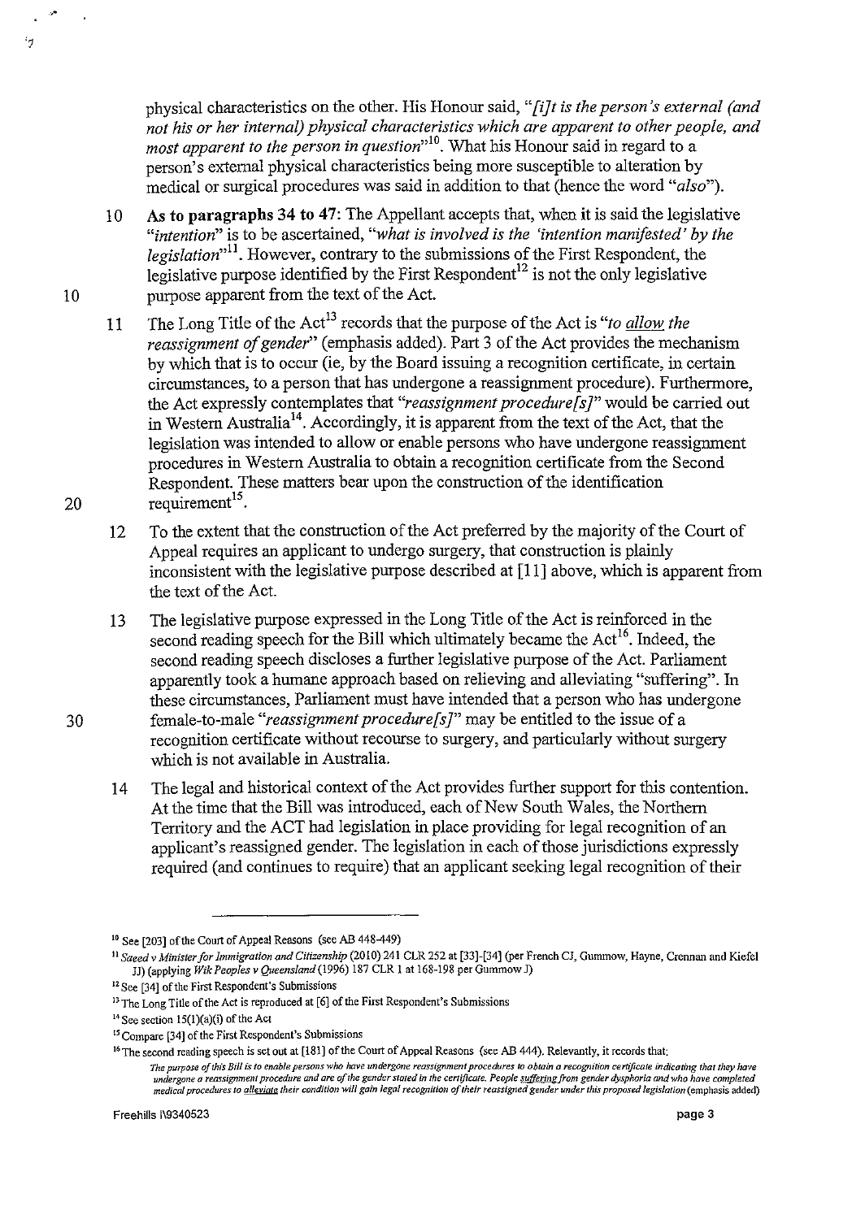physical characteristics on the other. His Honour said, *"[i]t is the person's external (and not his or her internal) physical characteristics which are apparent to other people, and most apparent to the person in question"*[10]. What his Honour said in regard to a person's external physical characteristics being more susceptible to alteration by medical or surgical procedures was said in addition to that (hence the word *"also"*).

10 **As to paragraphs 34 to 47**: The Appellant accepts that, when it is said the legislative *"intention"* is to be ascertained, *"what is involved is the 'intention manifested' by the legislation"*[11]. However, contrary to the submissions of the First Respondent, the legislative purpose identified by the First Respondent[12] is not the only legislative purpose apparent from the text of the Act.

11 The Long Title of the Act[13] records that the purpose of the Act is *"to allow the reassignment of gender"* (emphasis added). Part 3 of the Act provides the mechanism by which that is to occur (ie, by the Board issuing a recognition certificate, in certain circumstances, to a person that has undergone a reassignment procedure). Furthermore, the Act expressly contemplates that *"reassignment procedure[s]"* would be carried out in Western Australia[14]. Accordingly, it is apparent from the text of the Act, that the legislation was intended to allow or enable persons who have undergone reassignment procedures in Western Australia to obtain a recognition certificate from the Second Respondent. These matters bear upon the construction of the identification requirement[15].

12 To the extent that the construction of the Act preferred by the majority of the Court of Appeal requires an applicant to undergo surgery, that construction is plainly inconsistent with the legislative purpose described at [11] above, which is apparent from the text of the Act.

13 The legislative purpose expressed in the Long Title of the Act is reinforced in the second reading speech for the Bill which ultimately became the Act[16]. Indeed, the second reading speech discloses a further legislative purpose of the Act. Parliament apparently took a humane approach based on relieving and alleviating "suffering". In these circumstances, Parliament must have intended that a person who has undergone female-to-male *"reassignment procedure[s]"* may be entitled to the issue of a recognition certificate without recourse to surgery, and particularly without surgery which is not available in Australia.

14 The legal and historical context of the Act provides further support for this contention. At the time that the Bill was introduced, each of New South Wales, the Northern Territory and the ACT had legislation in place providing for legal recognition of an applicant's reassigned gender. The legislation in each of those jurisdictions expressly required (and continues to require) that an applicant seeking legal recognition of their

---

[10] See [203] of the Court of Appeal Reasons (see AB 448-449)

[11] *Saeed v Minister for Immigration and Citizenship* (2010) 241 CLR 252 at [33]-[34] (per French CJ, Gummow, Hayne, Crennan and Kiefel JJ) (applying *Wik Peoples v Queensland* (1996) 187 CLR 1 at 168-198 per Gummow J)

[12] See [34] of the First Respondent's Submissions

[13] The Long Title of the Act is reproduced at [6] of the First Respondent's Submissions

[14] See section 15(1)(a)(i) of the Act

[15] Compare [34] of the First Respondent's Submissions

[16] The second reading speech is set out at [181] of the Court of Appeal Reasons (see AB 444). Relevantly, it records that:

*The purpose of this Bill is to enable persons who have undergone reassignment procedures to obtain a recognition certificate indicating that they have undergone a reassignment procedure and are of the gender stated in the certificate. People suffering from gender dysphoria and who have completed medical procedures to alleviate their condition will gain legal recognition of their reassigned gender under this proposed legislation* (emphasis added)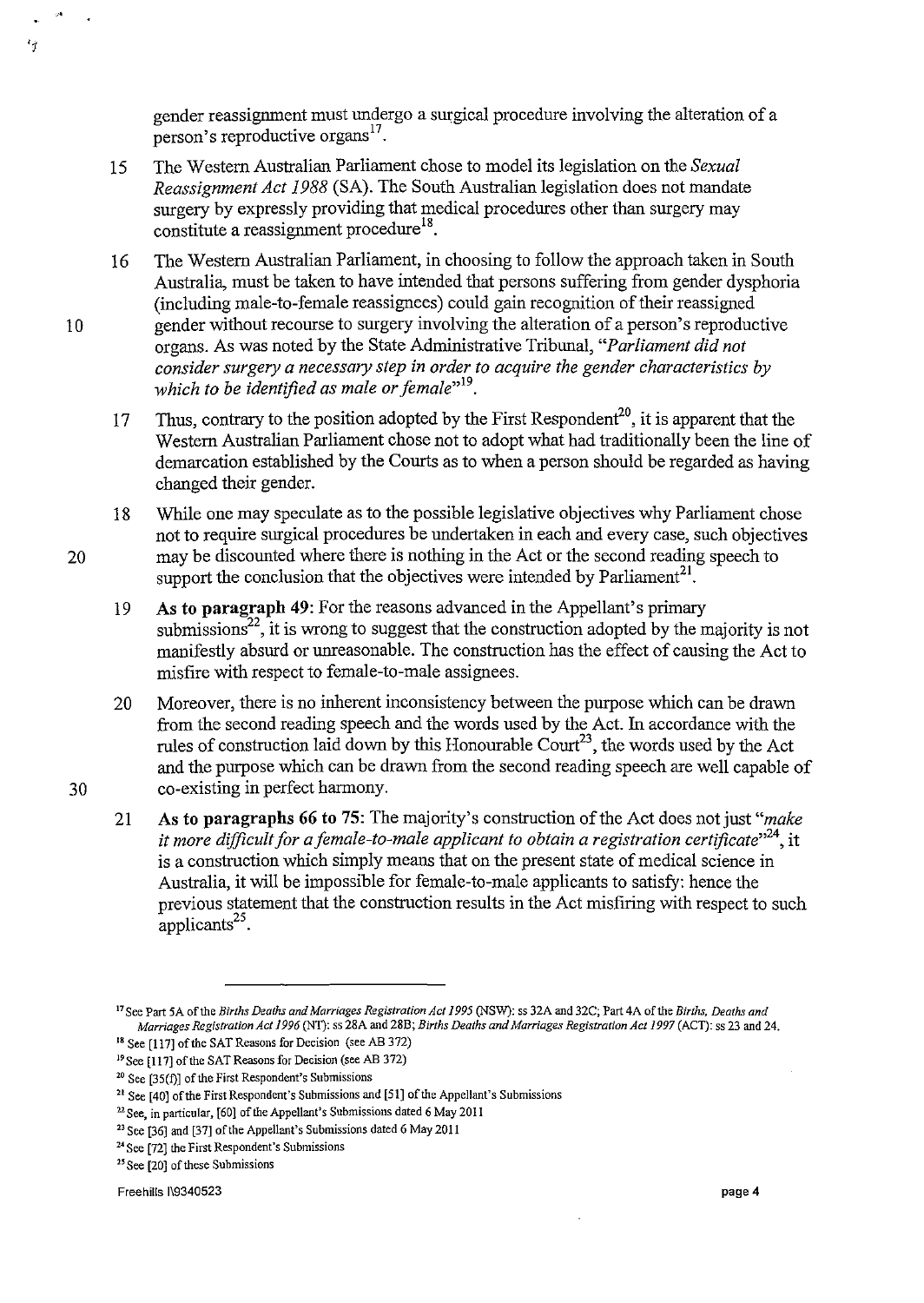gender reassignment must undergo a surgical procedure involving the alteration of a person's reproductive organs[17].

15 The Western Australian Parliament chose to model its legislation on the *Sexual Reassignment Act 1988* (SA). The South Australian legislation does not mandate surgery by expressly providing that medical procedures other than surgery may constitute a reassignment procedure[18].

16 The Western Australian Parliament, in choosing to follow the approach taken in South Australia, must be taken to have intended that persons suffering from gender dysphoria (including male-to-female reassignees) could gain recognition of their reassigned gender without recourse to surgery involving the alteration of a person's reproductive organs. As was noted by the State Administrative Tribunal, "*Parliament did not consider surgery a necessary step in order to acquire the gender characteristics by which to be identified as male or female*"[19].

17 Thus, contrary to the position adopted by the First Respondent[20], it is apparent that the Western Australian Parliament chose not to adopt what had traditionally been the line of demarcation established by the Courts as to when a person should be regarded as having changed their gender.

18 While one may speculate as to the possible legislative objectives why Parliament chose not to require surgical procedures be undertaken in each and every case, such objectives may be discounted where there is nothing in the Act or the second reading speech to support the conclusion that the objectives were intended by Parliament[21].

19 **As to paragraph 49:** For the reasons advanced in the Appellant's primary submissions[22], it is wrong to suggest that the construction adopted by the majority is not manifestly absurd or unreasonable. The construction has the effect of causing the Act to misfire with respect to female-to-male assignees.

20 Moreover, there is no inherent inconsistency between the purpose which can be drawn from the second reading speech and the words used by the Act. In accordance with the rules of construction laid down by this Honourable Court[23], the words used by the Act and the purpose which can be drawn from the second reading speech are well capable of co-existing in perfect harmony.

21 **As to paragraphs 66 to 75:** The majority's construction of the Act does not just "*make it more difficult for a female-to-male applicant to obtain a registration certificate*"[24], it is a construction which simply means that on the present state of medical science in Australia, it will be impossible for female-to-male applicants to satisfy: hence the previous statement that the construction results in the Act misfiring with respect to such applicants[25].

---

[17] See Part 5A of the *Births Deaths and Marriages Registration Act 1995* (NSW): ss 32A and 32C; Part 4A of the *Births, Deaths and Marriages Registration Act 1996* (NT): ss 28A and 28B; *Births Deaths and Marriages Registration Act 1997* (ACT): ss 23 and 24.

[18] See [117] of the SAT Reasons for Decision (see AB 372)

[19] See [117] of the SAT Reasons for Decision (see AB 372)

[20] See [35(f)] of the First Respondent's Submissions

[21] See [40] of the First Respondent's Submissions and [51] of the Appellant's Submissions

[22] See, in particular, [60] of the Appellant's Submissions dated 6 May 2011

[23] See [36] and [37] of the Appellant's Submissions dated 6 May 2011

[24] See [72] the First Respondent's Submissions

[25] See [20] of these Submissions

Freehills I\9340523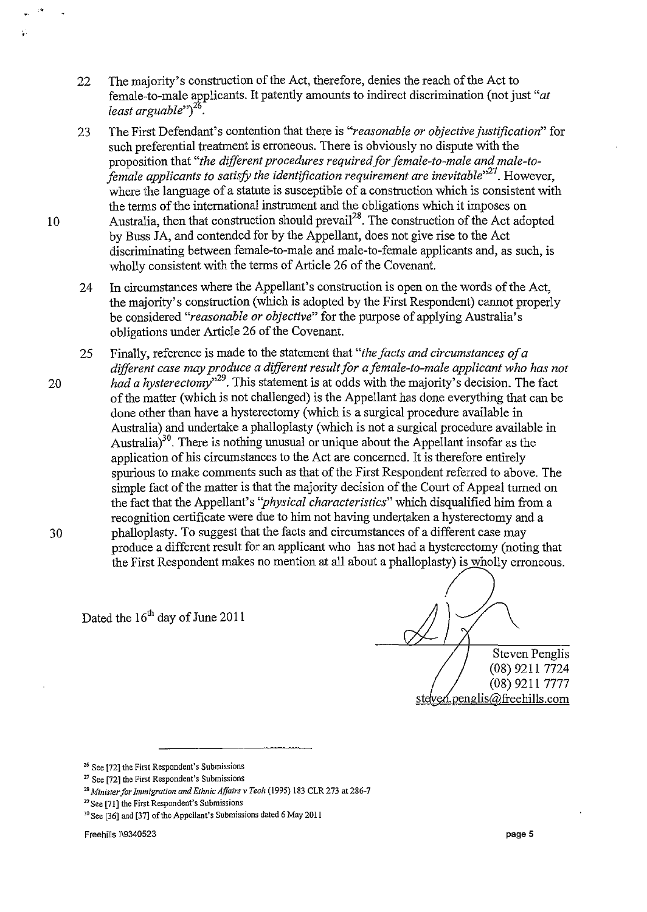22 The majority's construction of the Act, therefore, denies the reach of the Act to female-to-male applicants. It patently amounts to indirect discrimination (not just *"at least arguable"*)[26].

23 The First Defendant's contention that there is *"reasonable or objective justification"* for such preferential treatment is erroneous. There is obviously no dispute with the proposition that *"the different procedures required for female-to-male and male-to-female applicants to satisfy the identification requirement are inevitable"*[27]. However, where the language of a statute is susceptible of a construction which is consistent with the terms of the international instrument and the obligations which it imposes on Australia, then that construction should prevail[28]. The construction of the Act adopted by Buss JA, and contended for by the Appellant, does not give rise to the Act discriminating between female-to-male and male-to-female applicants and, as such, is wholly consistent with the terms of Article 26 of the Covenant.

24 In circumstances where the Appellant's construction is open on the words of the Act, the majority's construction (which is adopted by the First Respondent) cannot properly be considered *"reasonable or objective"* for the purpose of applying Australia's obligations under Article 26 of the Covenant.

25 Finally, reference is made to the statement that *"the facts and circumstances of a different case may produce a different result for a female-to-male applicant who has not had a hysterectomy"*[29]. This statement is at odds with the majority's decision. The fact of the matter (which is not challenged) is the Appellant has done everything that can be done other than have a hysterectomy (which is a surgical procedure available in Australia) and undertake a phalloplasty (which is not a surgical procedure available in Australia)[30]. There is nothing unusual or unique about the Appellant insofar as the application of his circumstances to the Act are concerned. It is therefore entirely spurious to make comments such as that of the First Respondent referred to above. The simple fact of the matter is that the majority decision of the Court of Appeal turned on the fact that the Appellant's *"physical characteristics"* which disqualified him from a recognition certificate were due to him not having undertaken a hysterectomy and a phalloplasty. To suggest that the facts and circumstances of a different case may produce a different result for an applicant who has not had a hysterectomy (noting that the First Respondent makes no mention at all about a phalloplasty) is wholly erroneous.

Dated the 16th day of June 2011

Steven Penglis
(08) 9211 7724
(08) 9211 7777
steven.penglis@freehills.com

---

[26] See [72] the First Respondent's Submissions

[27] See [72] the First Respondent's Submissions

[28] *Minister for Immigration and Ethnic Affairs v Teoh* (1995) 183 CLR 273 at 286-7

[29] See [71] the First Respondent's Submissions

[30] See [36] and [37] of the Appellant's Submissions dated 6 May 2011

Freehills I\9340523